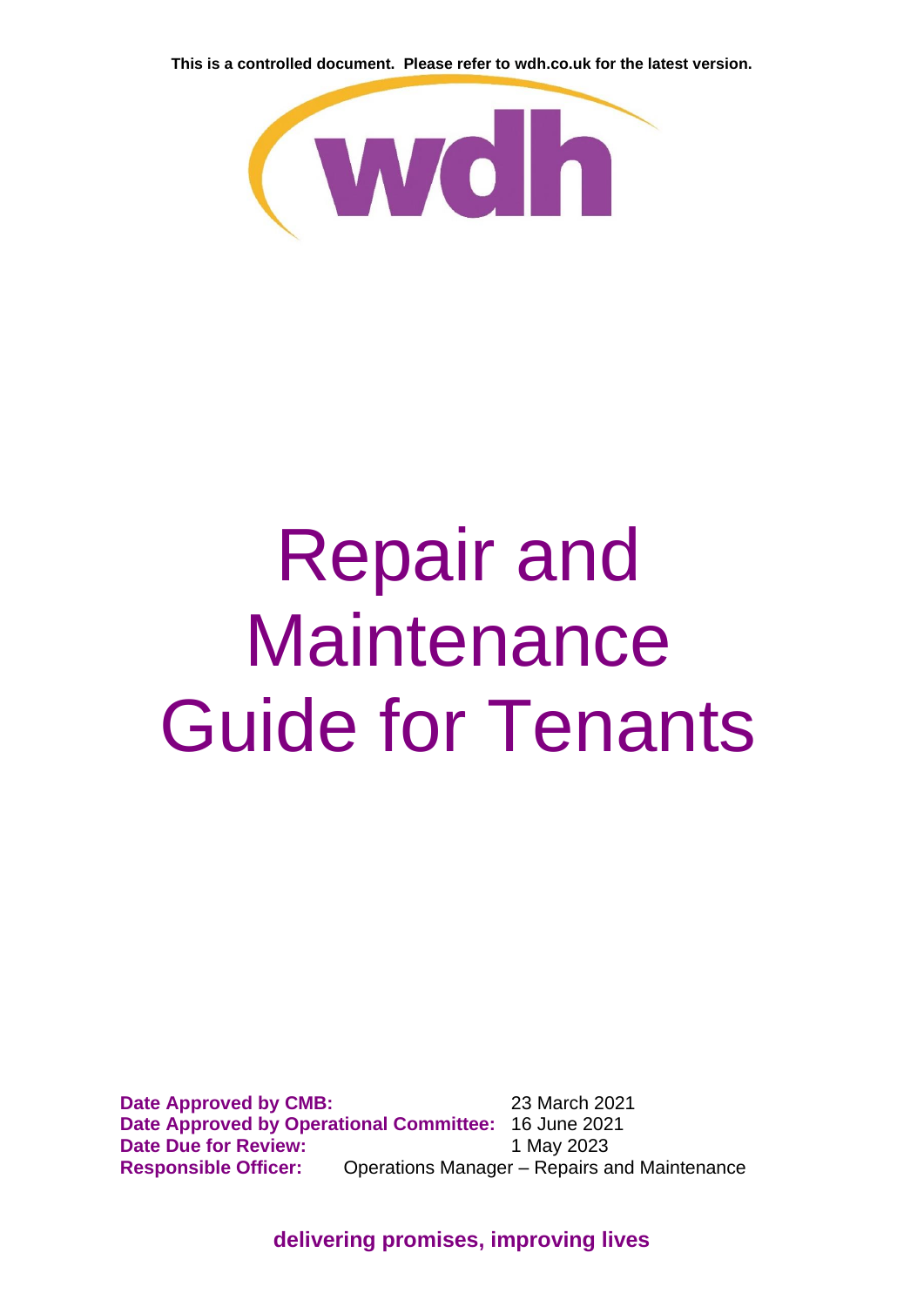**This is a controlled document. Please refer to wdh.co.uk for the latest version.**

# Repair and Maintenance Guide for Tenants

**Date Approved by CMB:** 23 March 2021
**Date Approved by Operational Committee:** 16 June 2021
**Date Due for Review:** 1 May 2023
**Responsible Officer:** Operations Manager – Repairs and Maintenance

**delivering promises, improving lives**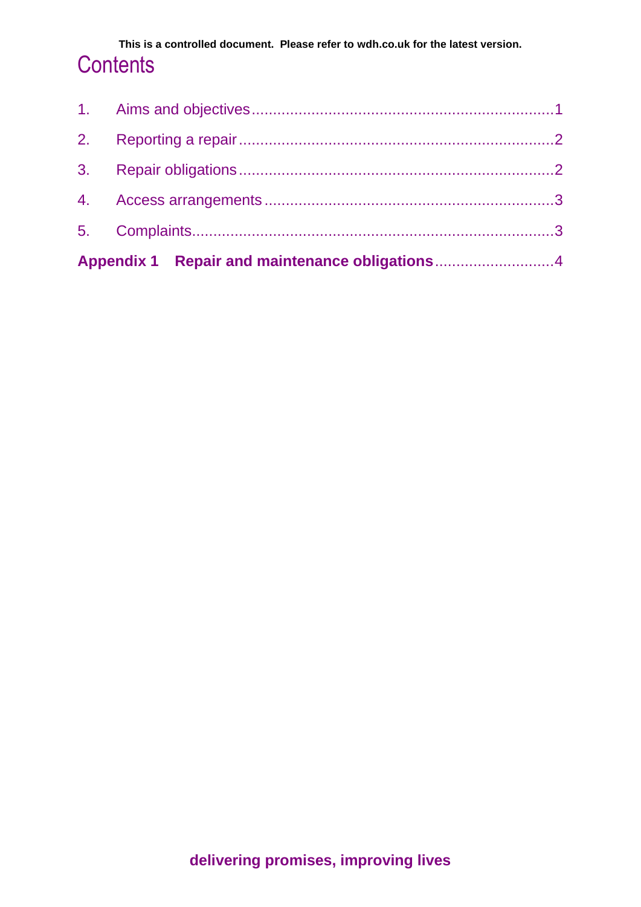# Contents

1. Aims and objectives ........................................................................1
2. Reporting a repair ..........................................................................2
3. Repair obligations ..........................................................................2
4. Access arrangements ......................................................................3
5. Complaints.....................................................................................3

**Appendix 1 Repair and maintenance obligations** ...........................4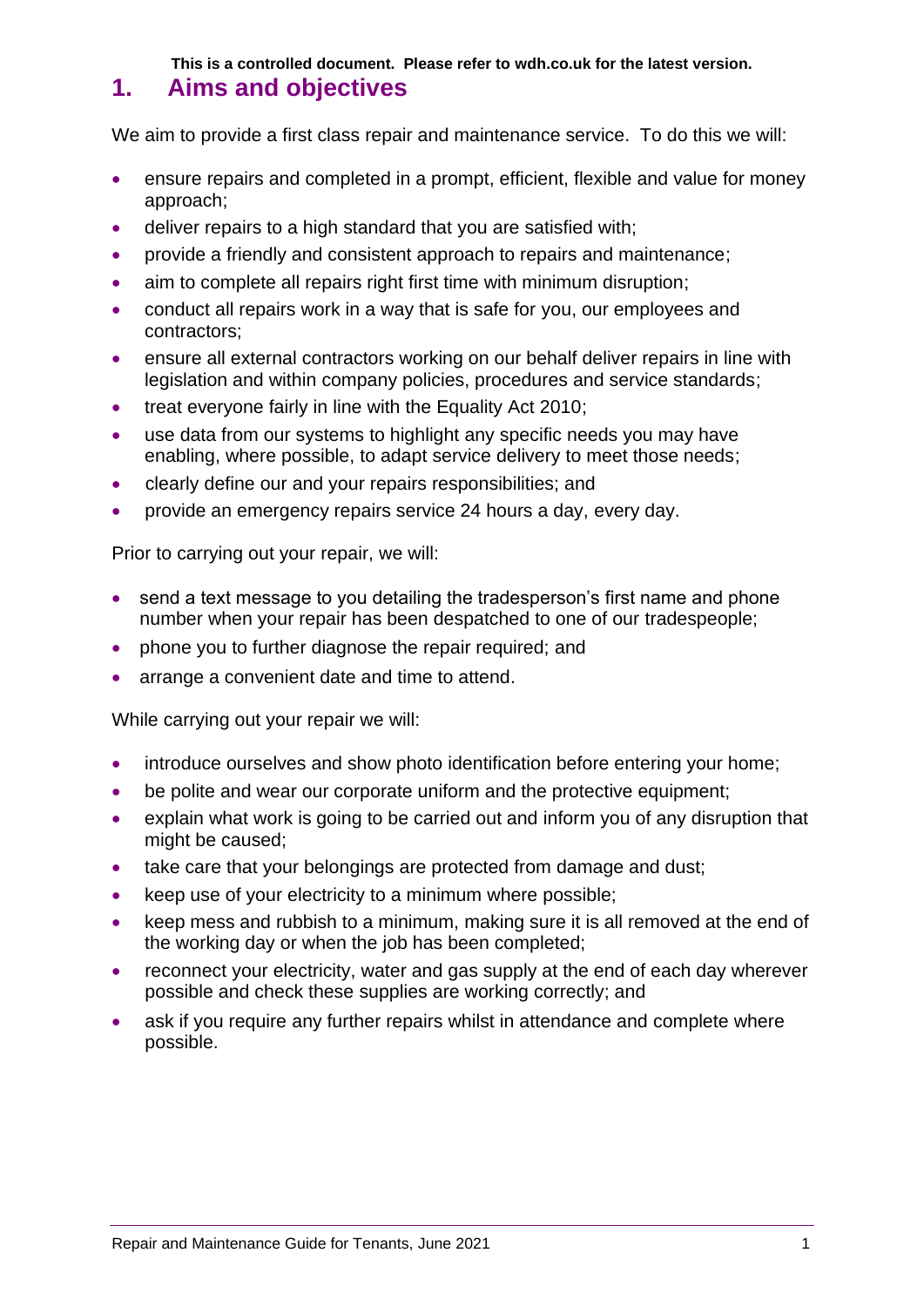This is a controlled document. Please refer to wdh.co.uk for the latest version.

## 1. Aims and objectives

We aim to provide a first class repair and maintenance service. To do this we will:

- ensure repairs and completed in a prompt, efficient, flexible and value for money approach;
- deliver repairs to a high standard that you are satisfied with;
- provide a friendly and consistent approach to repairs and maintenance;
- aim to complete all repairs right first time with minimum disruption;
- conduct all repairs work in a way that is safe for you, our employees and contractors;
- ensure all external contractors working on our behalf deliver repairs in line with legislation and within company policies, procedures and service standards;
- treat everyone fairly in line with the Equality Act 2010;
- use data from our systems to highlight any specific needs you may have enabling, where possible, to adapt service delivery to meet those needs;
- clearly define our and your repairs responsibilities; and
- provide an emergency repairs service 24 hours a day, every day.

Prior to carrying out your repair, we will:

- send a text message to you detailing the tradesperson's first name and phone number when your repair has been despatched to one of our tradespeople;
- phone you to further diagnose the repair required; and
- arrange a convenient date and time to attend.

While carrying out your repair we will:

- introduce ourselves and show photo identification before entering your home;
- be polite and wear our corporate uniform and the protective equipment;
- explain what work is going to be carried out and inform you of any disruption that might be caused;
- take care that your belongings are protected from damage and dust;
- keep use of your electricity to a minimum where possible;
- keep mess and rubbish to a minimum, making sure it is all removed at the end of the working day or when the job has been completed;
- reconnect your electricity, water and gas supply at the end of each day wherever possible and check these supplies are working correctly; and
- ask if you require any further repairs whilst in attendance and complete where possible.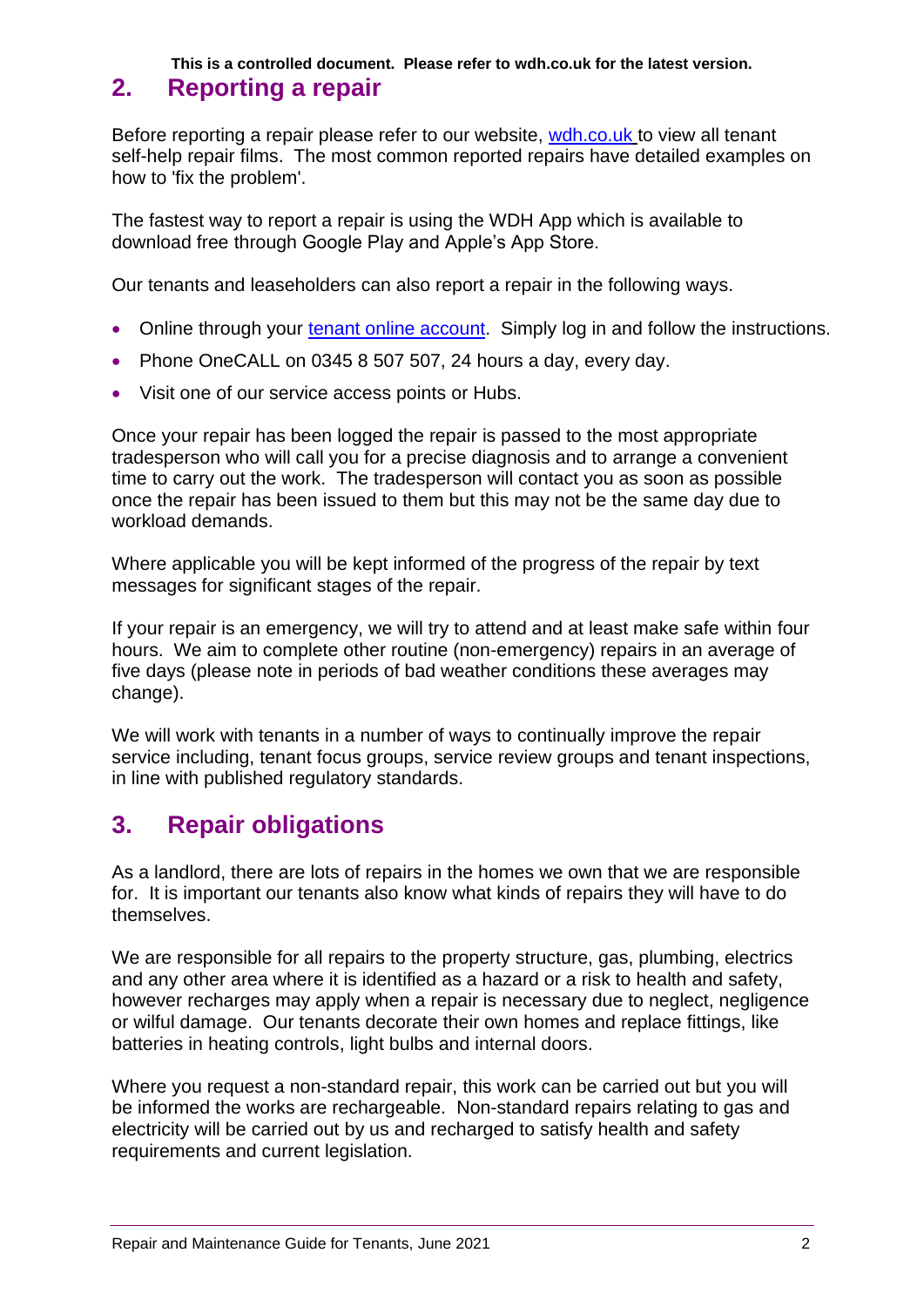## 2. Reporting a repair

Before reporting a repair please refer to our website, [wdh.co.uk](wdh.co.uk) to view all tenant self-help repair films. The most common reported repairs have detailed examples on how to 'fix the problem'.

The fastest way to report a repair is using the WDH App which is available to download free through Google Play and Apple's App Store.

Our tenants and leaseholders can also report a repair in the following ways.

- Online through your tenant online account. Simply log in and follow the instructions.
- Phone OneCALL on 0345 8 507 507, 24 hours a day, every day.
- Visit one of our service access points or Hubs.

Once your repair has been logged the repair is passed to the most appropriate tradesperson who will call you for a precise diagnosis and to arrange a convenient time to carry out the work. The tradesperson will contact you as soon as possible once the repair has been issued to them but this may not be the same day due to workload demands.

Where applicable you will be kept informed of the progress of the repair by text messages for significant stages of the repair.

If your repair is an emergency, we will try to attend and at least make safe within four hours. We aim to complete other routine (non-emergency) repairs in an average of five days (please note in periods of bad weather conditions these averages may change).

We will work with tenants in a number of ways to continually improve the repair service including, tenant focus groups, service review groups and tenant inspections, in line with published regulatory standards.

## 3. Repair obligations

As a landlord, there are lots of repairs in the homes we own that we are responsible for. It is important our tenants also know what kinds of repairs they will have to do themselves.

We are responsible for all repairs to the property structure, gas, plumbing, electrics and any other area where it is identified as a hazard or a risk to health and safety, however recharges may apply when a repair is necessary due to neglect, negligence or wilful damage. Our tenants decorate their own homes and replace fittings, like batteries in heating controls, light bulbs and internal doors.

Where you request a non-standard repair, this work can be carried out but you will be informed the works are rechargeable. Non-standard repairs relating to gas and electricity will be carried out by us and recharged to satisfy health and safety requirements and current legislation.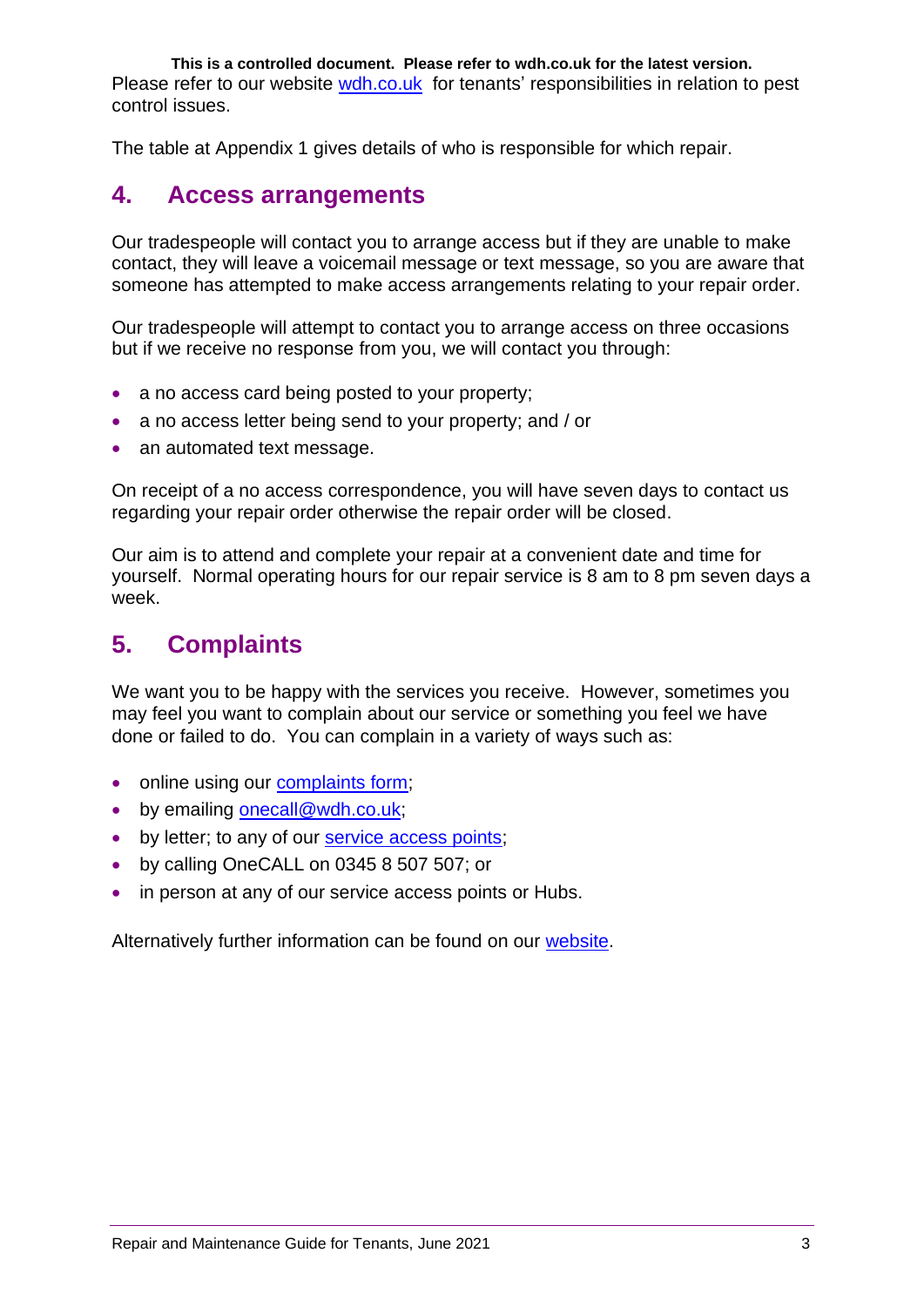Please refer to our website [wdh.co.uk](wdh.co.uk) for tenants' responsibilities in relation to pest control issues.

The table at Appendix 1 gives details of who is responsible for which repair.

## 4. Access arrangements

Our tradespeople will contact you to arrange access but if they are unable to make contact, they will leave a voicemail message or text message, so you are aware that someone has attempted to make access arrangements relating to your repair order.

Our tradespeople will attempt to contact you to arrange access on three occasions but if we receive no response from you, we will contact you through:

- a no access card being posted to your property;
- a no access letter being send to your property; and / or
- an automated text message.

On receipt of a no access correspondence, you will have seven days to contact us regarding your repair order otherwise the repair order will be closed.

Our aim is to attend and complete your repair at a convenient date and time for yourself. Normal operating hours for our repair service is 8 am to 8 pm seven days a week.

## 5. Complaints

We want you to be happy with the services you receive. However, sometimes you may feel you want to complain about our service or something you feel we have done or failed to do. You can complain in a variety of ways such as:

- online using our complaints form;
- by emailing onecall@wdh.co.uk;
- by letter; to any of our service access points;
- by calling OneCALL on 0345 8 507 507; or
- in person at any of our service access points or Hubs.

Alternatively further information can be found on our website.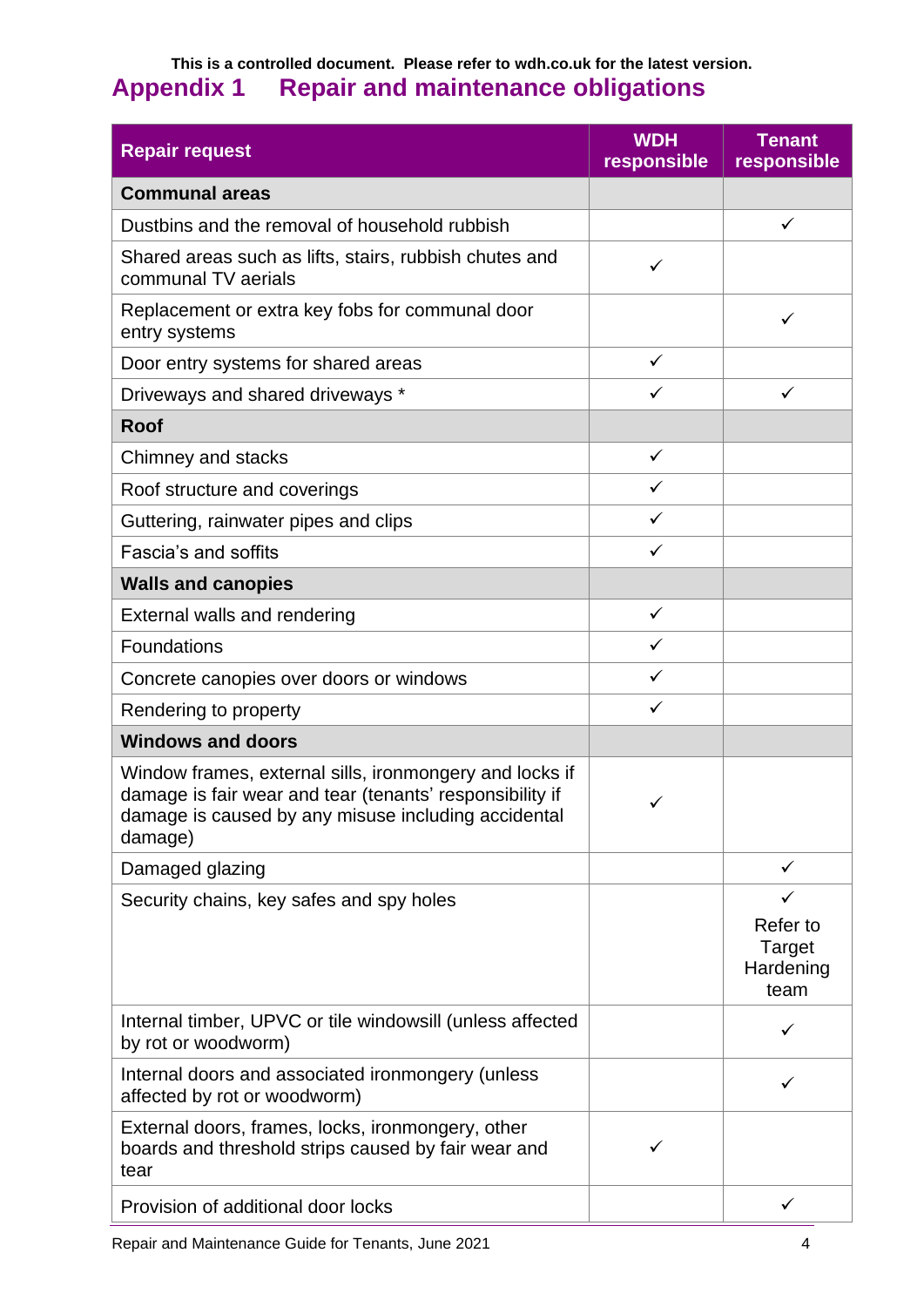This is a controlled document. Please refer to wdh.co.uk for the latest version.

# Appendix 1 Repair and maintenance obligations

| Repair request | WDH responsible | Tenant responsible |
|---|---|---|
| **Communal areas** | | |
| Dustbins and the removal of household rubbish | | ✓ |
| Shared areas such as lifts, stairs, rubbish chutes and communal TV aerials | ✓ | |
| Replacement or extra key fobs for communal door entry systems | | ✓ |
| Door entry systems for shared areas | ✓ | |
| Driveways and shared driveways * | ✓ | ✓ |
| **Roof** | | |
| Chimney and stacks | ✓ | |
| Roof structure and coverings | ✓ | |
| Guttering, rainwater pipes and clips | ✓ | |
| Fascia's and soffits | ✓ | |
| **Walls and canopies** | | |
| External walls and rendering | ✓ | |
| Foundations | ✓ | |
| Concrete canopies over doors or windows | ✓ | |
| Rendering to property | ✓ | |
| **Windows and doors** | | |
| Window frames, external sills, ironmongery and locks if damage is fair wear and tear (tenants' responsibility if damage is caused by any misuse including accidental damage) | ✓ | |
| Damaged glazing | | ✓ |
| Security chains, key safes and spy holes | | ✓ Refer to Target Hardening team |
| Internal timber, UPVC or tile windowsill (unless affected by rot or woodworm) | | ✓ |
| Internal doors and associated ironmongery (unless affected by rot or woodworm) | | ✓ |
| External doors, frames, locks, ironmongery, other boards and threshold strips caused by fair wear and tear | ✓ | |
| Provision of additional door locks | | ✓ |

Repair and Maintenance Guide for Tenants, June 2021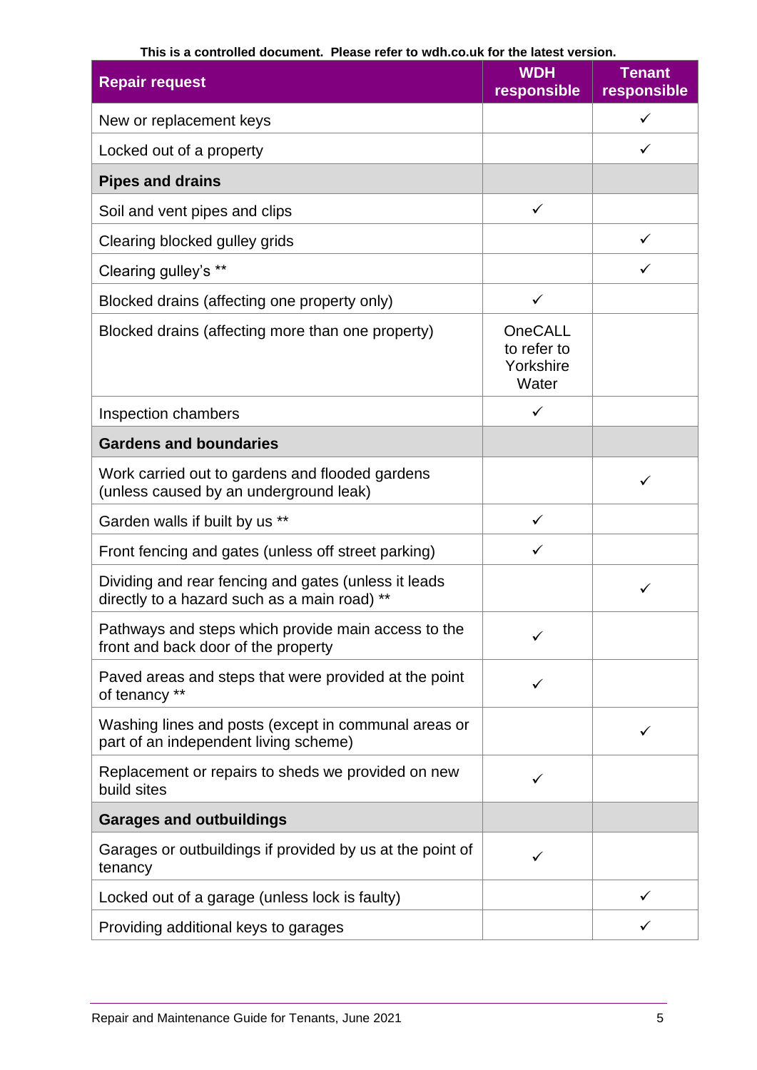**This is a controlled document. Please refer to wdh.co.uk for the latest version.**

| Repair request | WDH responsible | Tenant responsible |
|---|---|---|
| New or replacement keys | | ✓ |
| Locked out of a property | | ✓ |
| **Pipes and drains** | | |
| Soil and vent pipes and clips | ✓ | |
| Clearing blocked gulley grids | | ✓ |
| Clearing gulley's ** | | ✓ |
| Blocked drains (affecting one property only) | ✓ | |
| Blocked drains (affecting more than one property) | OneCALL to refer to Yorkshire Water | |
| Inspection chambers | ✓ | |
| **Gardens and boundaries** | | |
| Work carried out to gardens and flooded gardens (unless caused by an underground leak) | | ✓ |
| Garden walls if built by us ** | ✓ | |
| Front fencing and gates (unless off street parking) | ✓ | |
| Dividing and rear fencing and gates (unless it leads directly to a hazard such as a main road) ** | | ✓ |
| Pathways and steps which provide main access to the front and back door of the property | ✓ | |
| Paved areas and steps that were provided at the point of tenancy ** | ✓ | |
| Washing lines and posts (except in communal areas or part of an independent living scheme) | | ✓ |
| Replacement or repairs to sheds we provided on new build sites | ✓ | |
| **Garages and outbuildings** | | |
| Garages or outbuildings if provided by us at the point of tenancy | ✓ | |
| Locked out of a garage (unless lock is faulty) | | ✓ |
| Providing additional keys to garages | | ✓ |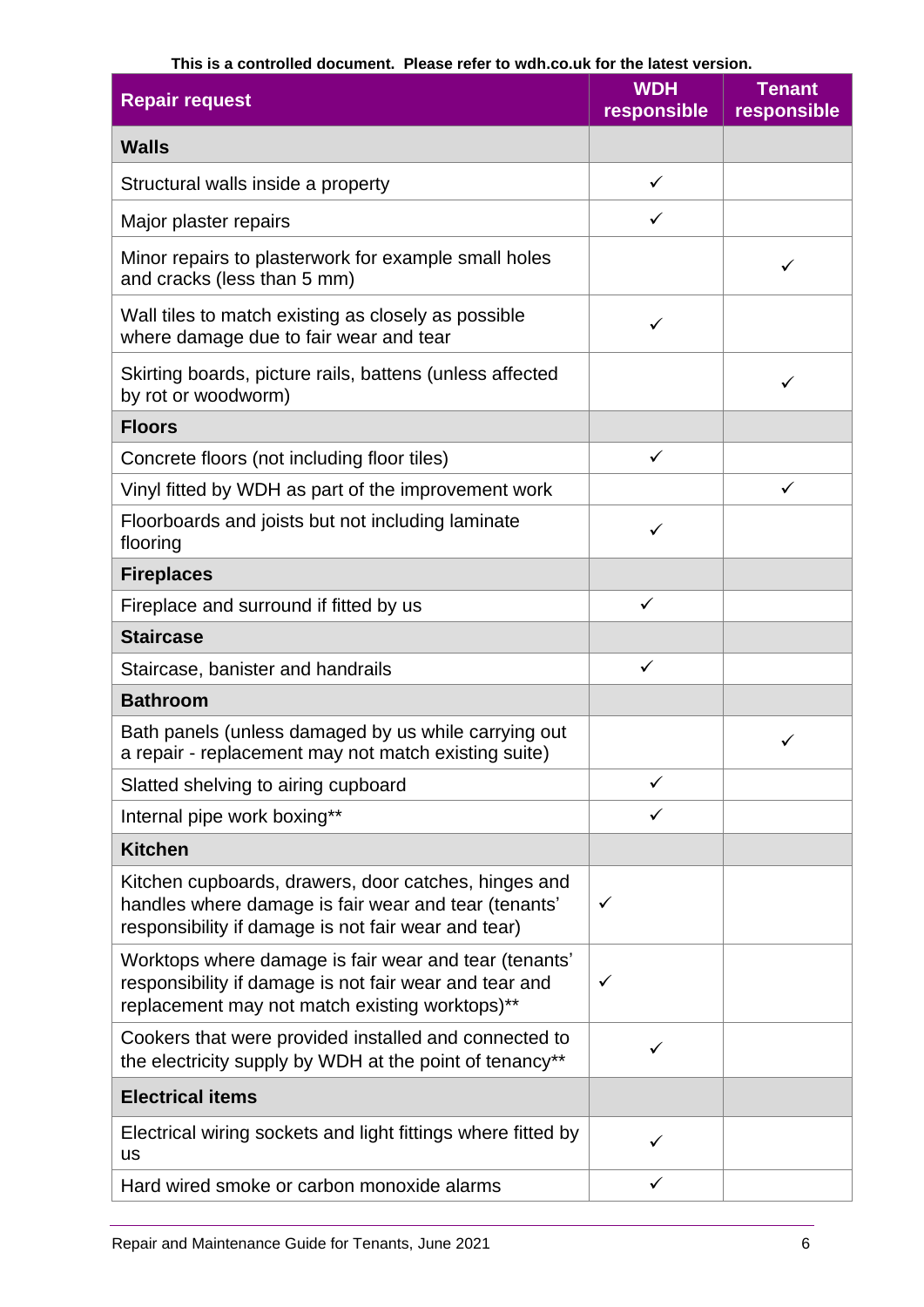This is a controlled document. Please refer to wdh.co.uk for the latest version.

| Repair request | WDH responsible | Tenant responsible |
|---|---|---|
| **Walls** | | |
| Structural walls inside a property | ✓ | |
| Major plaster repairs | ✓ | |
| Minor repairs to plasterwork for example small holes and cracks (less than 5 mm) | | ✓ |
| Wall tiles to match existing as closely as possible where damage due to fair wear and tear | ✓ | |
| Skirting boards, picture rails, battens (unless affected by rot or woodworm) | | ✓ |
| **Floors** | | |
| Concrete floors (not including floor tiles) | ✓ | |
| Vinyl fitted by WDH as part of the improvement work | | ✓ |
| Floorboards and joists but not including laminate flooring | ✓ | |
| **Fireplaces** | | |
| Fireplace and surround if fitted by us | ✓ | |
| **Staircase** | | |
| Staircase, banister and handrails | ✓ | |
| **Bathroom** | | |
| Bath panels (unless damaged by us while carrying out a repair - replacement may not match existing suite) | | ✓ |
| Slatted shelving to airing cupboard | ✓ | |
| Internal pipe work boxing** | ✓ | |
| **Kitchen** | | |
| Kitchen cupboards, drawers, door catches, hinges and handles where damage is fair wear and tear (tenants' responsibility if damage is not fair wear and tear) | ✓ | |
| Worktops where damage is fair wear and tear (tenants' responsibility if damage is not fair wear and tear and replacement may not match existing worktops)** | ✓ | |
| Cookers that were provided installed and connected to the electricity supply by WDH at the point of tenancy** | ✓ | |
| **Electrical items** | | |
| Electrical wiring sockets and light fittings where fitted by us | ✓ | |
| Hard wired smoke or carbon monoxide alarms | ✓ | |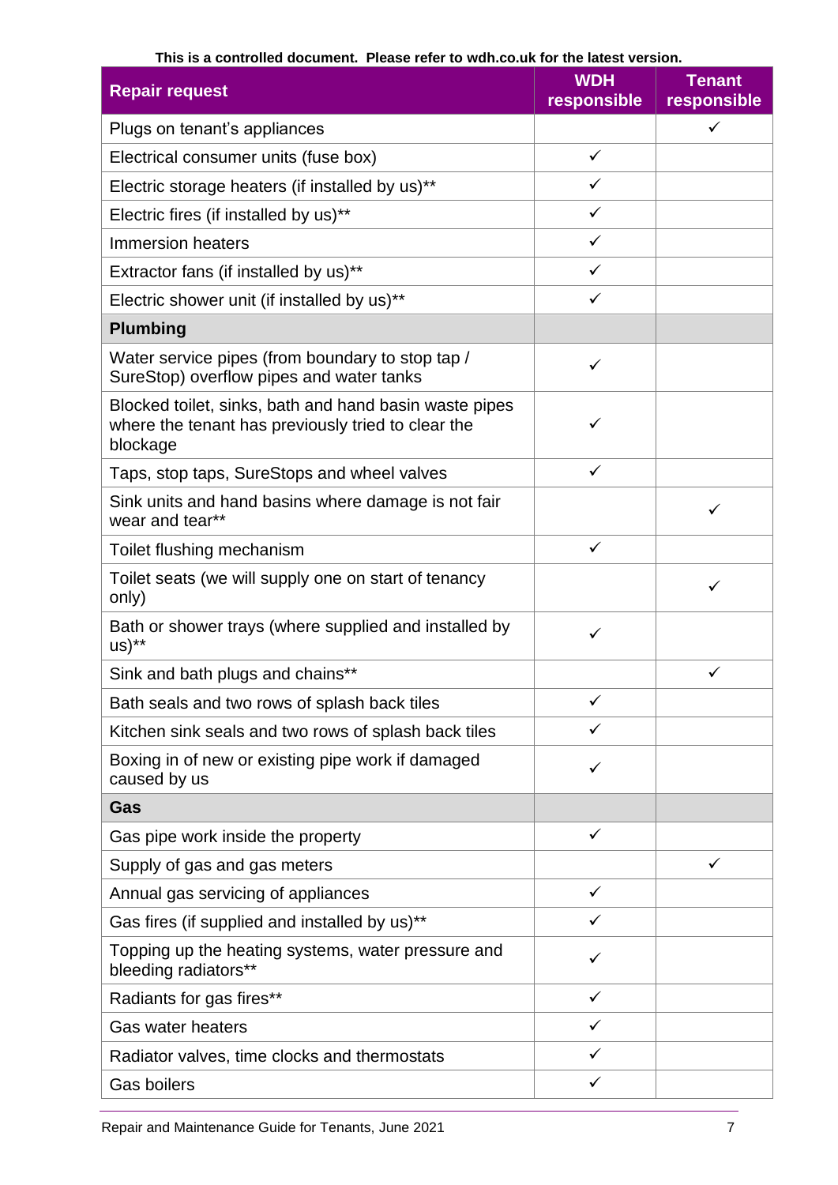This is a controlled document. Please refer to wdh.co.uk for the latest version.

| Repair request | WDH responsible | Tenant responsible |
|---|---|---|
| Plugs on tenant's appliances | | ✓ |
| Electrical consumer units (fuse box) | ✓ | |
| Electric storage heaters (if installed by us)** | ✓ | |
| Electric fires (if installed by us)** | ✓ | |
| Immersion heaters | ✓ | |
| Extractor fans (if installed by us)** | ✓ | |
| Electric shower unit (if installed by us)** | ✓ | |
| **Plumbing** | | |
| Water service pipes (from boundary to stop tap / SureStop) overflow pipes and water tanks | ✓ | |
| Blocked toilet, sinks, bath and hand basin waste pipes where the tenant has previously tried to clear the blockage | ✓ | |
| Taps, stop taps, SureStops and wheel valves | ✓ | |
| Sink units and hand basins where damage is not fair wear and tear** | | ✓ |
| Toilet flushing mechanism | ✓ | |
| Toilet seats (we will supply one on start of tenancy only) | | ✓ |
| Bath or shower trays (where supplied and installed by us)** | ✓ | |
| Sink and bath plugs and chains** | | ✓ |
| Bath seals and two rows of splash back tiles | ✓ | |
| Kitchen sink seals and two rows of splash back tiles | ✓ | |
| Boxing in of new or existing pipe work if damaged caused by us | ✓ | |
| **Gas** | | |
| Gas pipe work inside the property | ✓ | |
| Supply of gas and gas meters | | ✓ |
| Annual gas servicing of appliances | ✓ | |
| Gas fires (if supplied and installed by us)** | ✓ | |
| Topping up the heating systems, water pressure and bleeding radiators** | ✓ | |
| Radiants for gas fires** | ✓ | |
| Gas water heaters | ✓ | |
| Radiator valves, time clocks and thermostats | ✓ | |
| Gas boilers | ✓ | |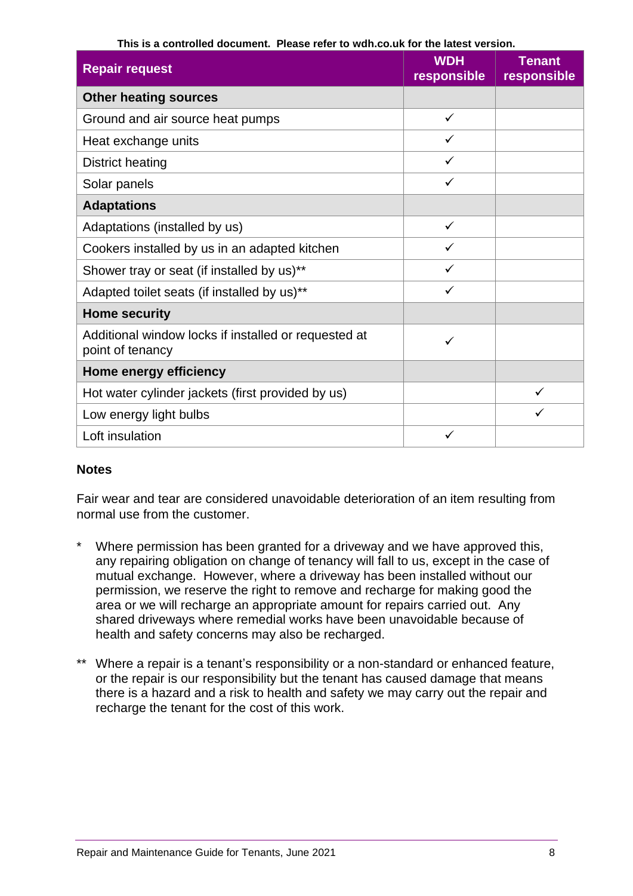This is a controlled document. Please refer to wdh.co.uk for the latest version.

| Repair request | WDH responsible | Tenant responsible |
|---|---|---|
| **Other heating sources** | | |
| Ground and air source heat pumps | ✓ | |
| Heat exchange units | ✓ | |
| District heating | ✓ | |
| Solar panels | ✓ | |
| **Adaptations** | | |
| Adaptations (installed by us) | ✓ | |
| Cookers installed by us in an adapted kitchen | ✓ | |
| Shower tray or seat (if installed by us)** | ✓ | |
| Adapted toilet seats (if installed by us)** | ✓ | |
| **Home security** | | |
| Additional window locks if installed or requested at point of tenancy | ✓ | |
| **Home energy efficiency** | | |
| Hot water cylinder jackets (first provided by us) | | ✓ |
| Low energy light bulbs | | ✓ |
| Loft insulation | ✓ | |

### Notes

Fair wear and tear are considered unavoidable deterioration of an item resulting from normal use from the customer.

\* Where permission has been granted for a driveway and we have approved this, any repairing obligation on change of tenancy will fall to us, except in the case of mutual exchange. However, where a driveway has been installed without our permission, we reserve the right to remove and recharge for making good the area or we will recharge an appropriate amount for repairs carried out. Any shared driveways where remedial works have been unavoidable because of health and safety concerns may also be recharged.

** Where a repair is a tenant's responsibility or a non-standard or enhanced feature, or the repair is our responsibility but the tenant has caused damage that means there is a hazard and a risk to health and safety we may carry out the repair and recharge the tenant for the cost of this work.